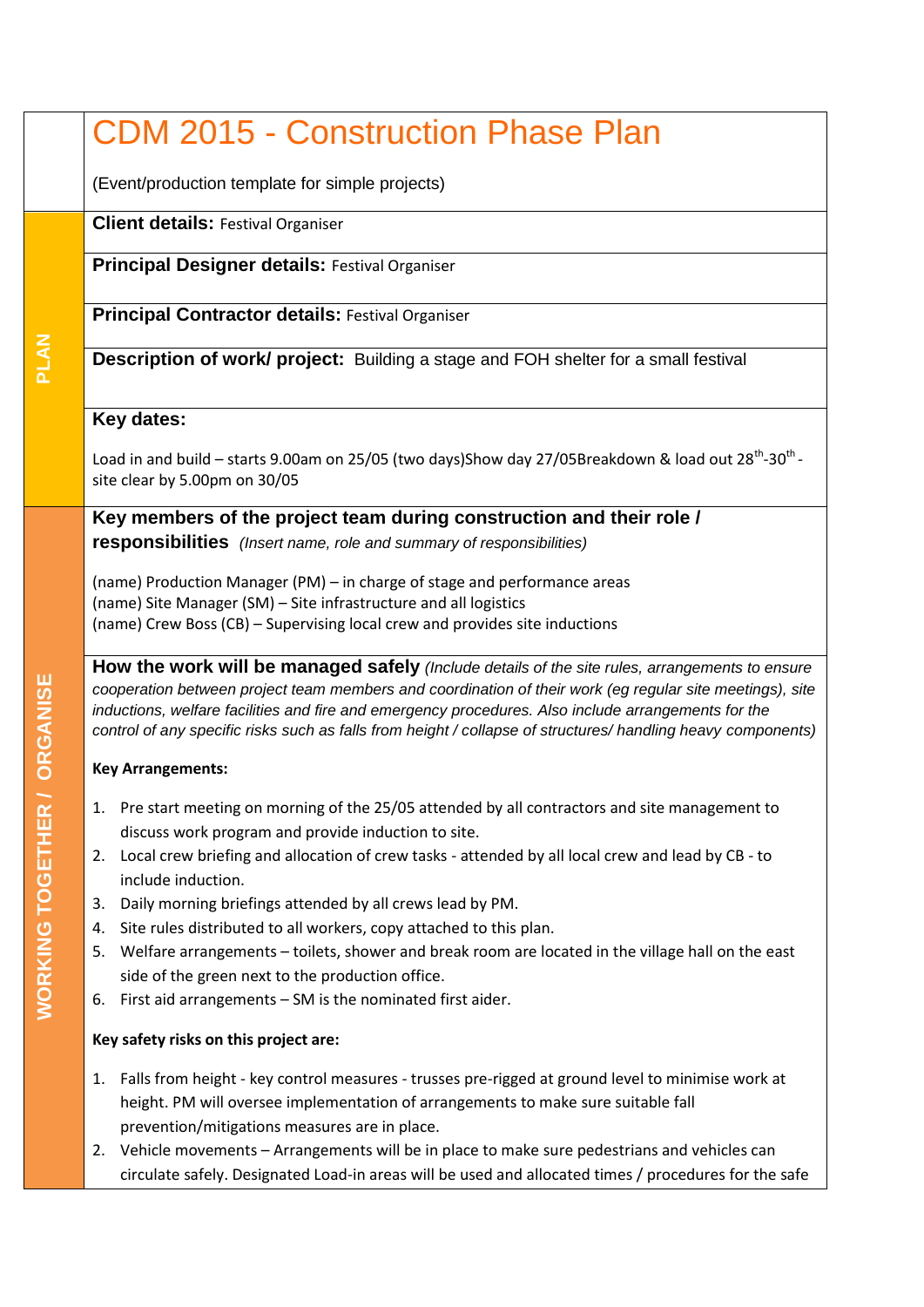# CDM 2015 - Construction Phase Plan

(Event/production template for simple projects)

**PLAN**

**Client details:** Festival Organiser

**Principal Designer details:** Festival Organiser

**Principal Contractor details:** Festival Organiser

**Description of work/ project:** Building a stage and FOH shelter for a small festival

**Key dates:**

Load in and build – starts 9.00am on 25/05 (two days)Show day 27/05Breakdown & load out 28th-30th - site clear by 5.00pm on 30/05

**WORKING TOGETHER / ORGANISE**

**Key members of the project team during construction and their role / responsibilities** *(Insert name, role and summary of responsibilities)*

(name) Production Manager (PM) – in charge of stage and performance areas
(name) Site Manager (SM) – Site infrastructure and all logistics
(name) Crew Boss (CB) – Supervising local crew and provides site inductions

**How the work will be managed safely** *(Include details of the site rules, arrangements to ensure cooperation between project team members and coordination of their work (eg regular site meetings), site inductions, welfare facilities and fire and emergency procedures. Also include arrangements for the control of any specific risks such as falls from height / collapse of structures/ handling heavy components)*

**Key Arrangements:**

1. Pre start meeting on morning of the 25/05 attended by all contractors and site management to discuss work program and provide induction to site.
2. Local crew briefing and allocation of crew tasks - attended by all local crew and lead by CB - to include induction.
3. Daily morning briefings attended by all crews lead by PM.
4. Site rules distributed to all workers, copy attached to this plan.
5. Welfare arrangements – toilets, shower and break room are located in the village hall on the east side of the green next to the production office.
6. First aid arrangements – SM is the nominated first aider.

**Key safety risks on this project are:**

1. Falls from height - key control measures - trusses pre-rigged at ground level to minimise work at height. PM will oversee implementation of arrangements to make sure suitable fall prevention/mitigations measures are in place.
2. Vehicle movements – Arrangements will be in place to make sure pedestrians and vehicles can circulate safely. Designated Load-in areas will be used and allocated times / procedures for the safe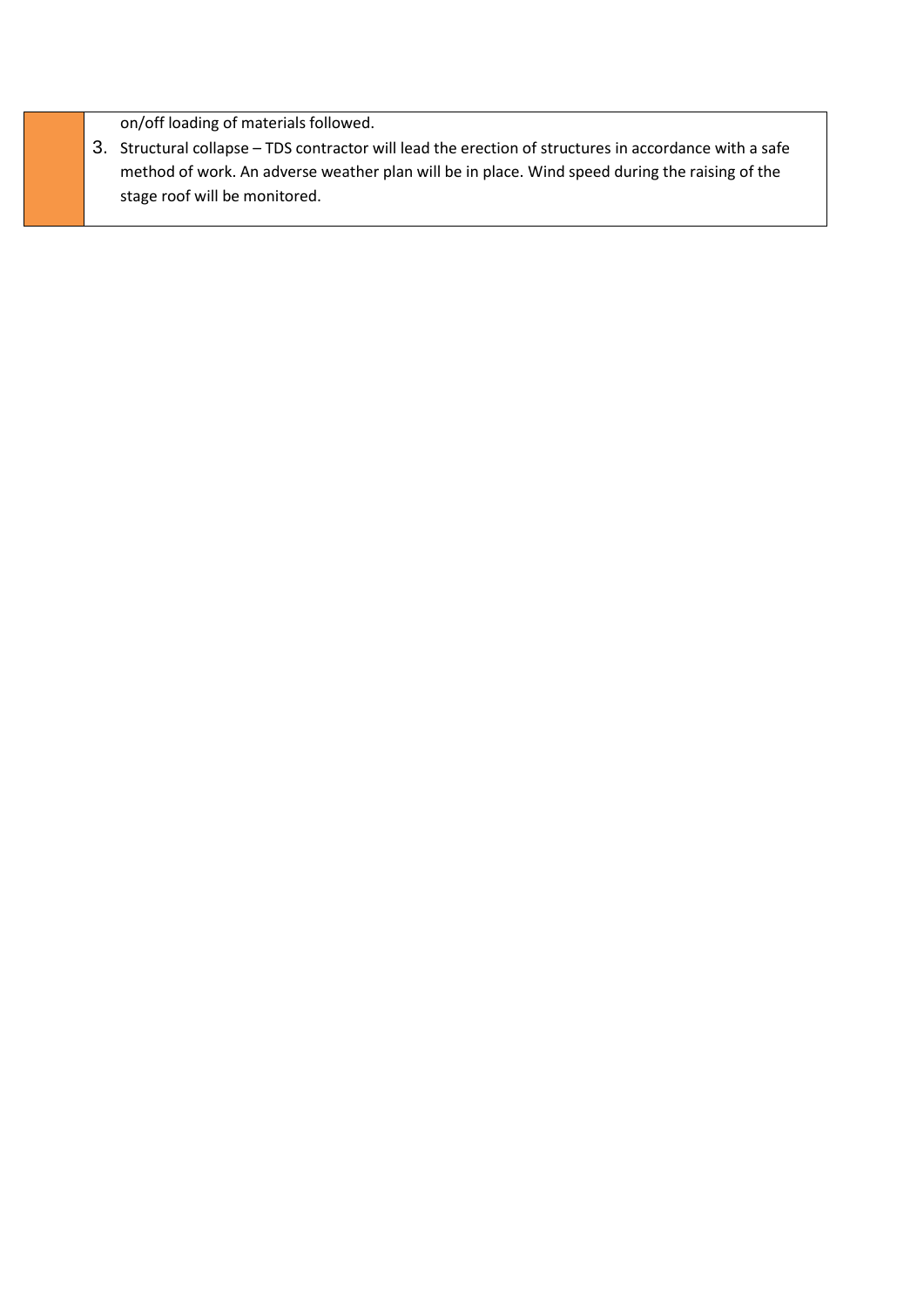| | |
|---|---|
| | on/off loading of materials followed.<br>3. Structural collapse – TDS contractor will lead the erection of structures in accordance with a safe method of work. An adverse weather plan will be in place. Wind speed during the raising of the stage roof will be monitored. |